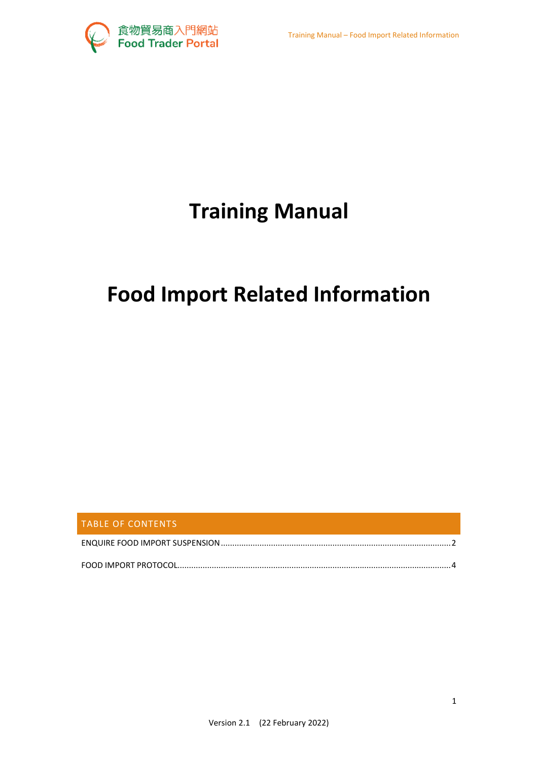# Training Manual

# Food Import Related Information

## TABLE OF CONTENTS

ENQUIRE FOOD IMPORT SUSPENSION ........................................ 2

FOOD IMPORT PROTOCOL ........................................ 4

Version 2.1 (22 February 2022)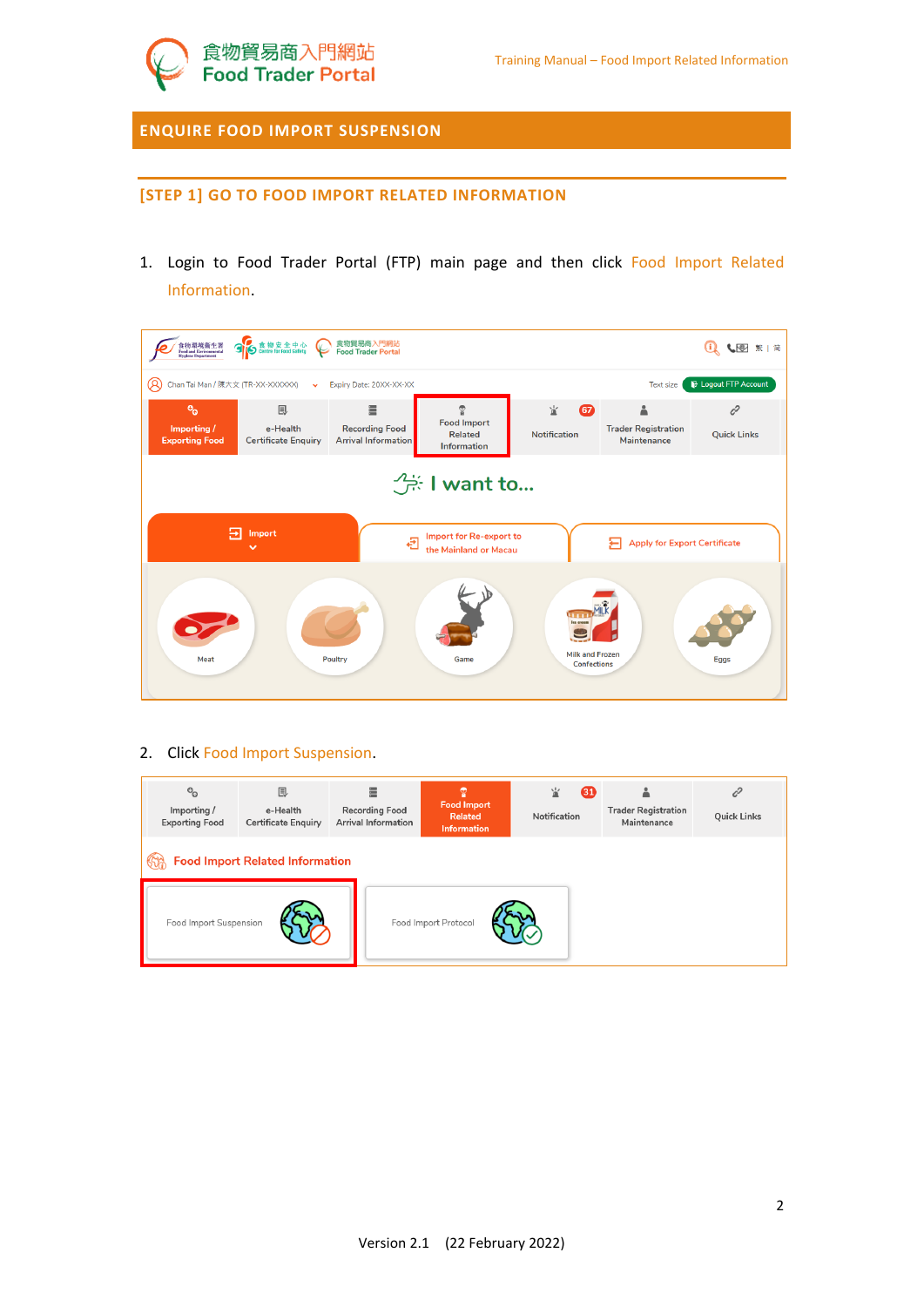# ENQUIRE FOOD IMPORT SUSPENSION

## [STEP 1] GO TO FOOD IMPORT RELATED INFORMATION

1. Login to Food Trader Portal (FTP) main page and then click Food Import Related Information.

2. Click Food Import Suspension.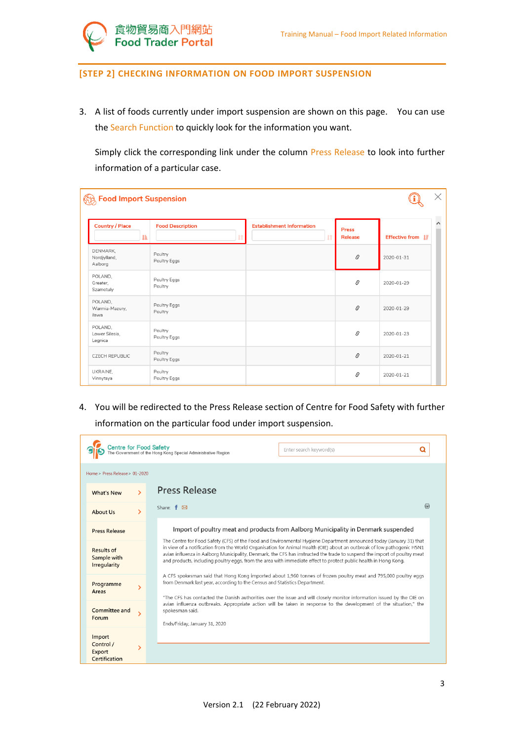## [STEP 2] CHECKING INFORMATION ON FOOD IMPORT SUSPENSION

3. A list of foods currently under import suspension are shown on this page. You can use the Search Function to quickly look for the information you want.

   Simply click the corresponding link under the column Press Release to look into further information of a particular case.

**Food Import Suspension**

| Country / Place | Food Description | Establishment Information | Press Release | Effective from |
|---|---|---|---|---|
| DENMARK, Nordjylland, Aalborg | Poultry Poultry Eggs | | 🔗 | 2020-01-31 |
| POLAND, Greater, Szamotuly | Poultry Eggs Poultry | | 🔗 | 2020-01-29 |
| POLAND, Warmia-Mazury, Ilawa | Poultry Eggs Poultry | | 🔗 | 2020-01-29 |
| POLAND, Lower Silesia, Legnica | Poultry Poultry Eggs | | 🔗 | 2020-01-23 |
| CZECH REPUBLIC | Poultry Poultry Eggs | | 🔗 | 2020-01-21 |
| UKRAINE, Vinnytsya | Poultry Poultry Eggs | | 🔗 | 2020-01-21 |

4. You will be redirected to the Press Release section of Centre for Food Safety with further information on the particular food under import suspension.

Centre for Food Safety
The Government of the Hong Kong Special Administrative Region

Home > Press Release > 01-2020

What's New | About Us | Press Release | Results of Sample with Irregularity | Programme Areas | Committee and Forum | Import Control / Export Certification

**Press Release**

Share:

**Import of poultry meat and products from Aalborg Municipality in Denmark suspended**

The Centre for Food Safety (CFS) of the Food and Environmental Hygiene Department announced today (January 31) that in view of a notification from the World Organisation for Animal Health (OIE) about an outbreak of low pathogenic H5N1 avian influenza in Aalborg Municipality, Denmark, the CFS has instructed the trade to suspend the import of poultry meat and products, including poultry eggs, from the area with immediate effect to protect public health in Hong Kong.

A CFS spokesman said that Hong Kong imported about 1,960 tonnes of frozen poultry meat and 795,000 poultry eggs from Denmark last year, according to the Census and Statistics Department.

"The CFS has contacted the Danish authorities over the issue and will closely monitor information issued by the OIE on avian influenza outbreaks. Appropriate action will be taken in response to the development of the situation," the spokesman said.

Ends/Friday, January 31, 2020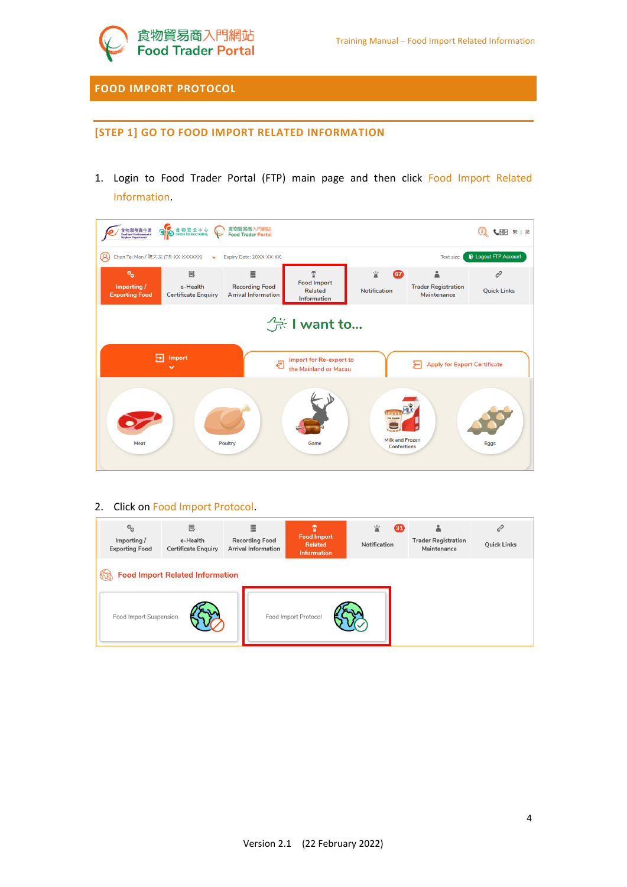# FOOD IMPORT PROTOCOL

## [STEP 1] GO TO FOOD IMPORT RELATED INFORMATION

1. Login to Food Trader Portal (FTP) main page and then click Food Import Related Information.

2. Click on Food Import Protocol.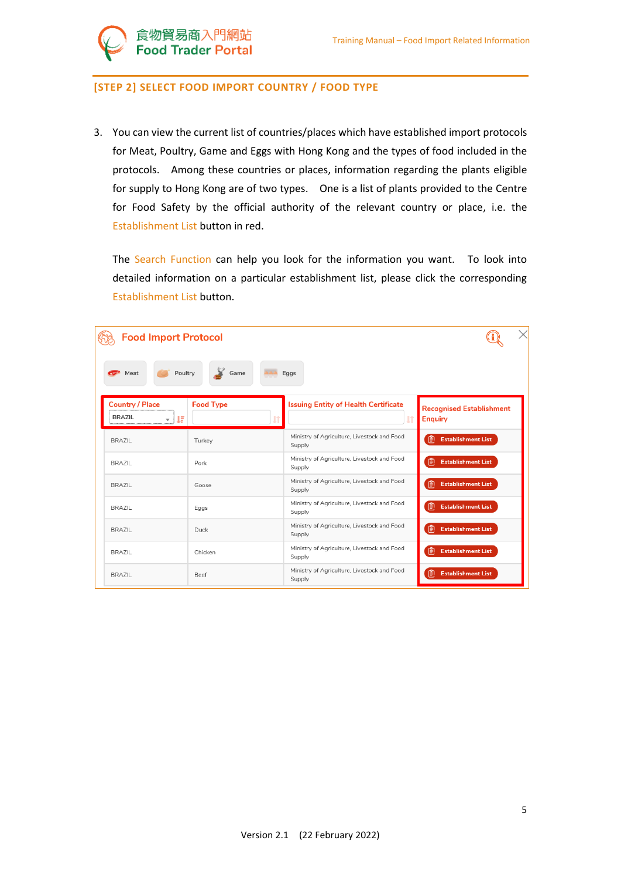## [STEP 2] SELECT FOOD IMPORT COUNTRY / FOOD TYPE

3. You can view the current list of countries/places which have established import protocols for Meat, Poultry, Game and Eggs with Hong Kong and the types of food included in the protocols. Among these countries or places, information regarding the plants eligible for supply to Hong Kong are of two types. One is a list of plants provided to the Centre for Food Safety by the official authority of the relevant country or place, i.e. the Establishment List button in red.

   The Search Function can help you look for the information you want. To look into detailed information on a particular establishment list, please click the corresponding Establishment List button.

**Food Import Protocol**

Meat | Poultry | Game | Eggs

| Country / Place (BRAZIL) | Food Type | Issuing Entity of Health Certificate | Recognised Establishment Enquiry |
|---|---|---|---|
| BRAZIL | Turkey | Ministry of Agriculture, Livestock and Food Supply | Establishment List |
| BRAZIL | Pork | Ministry of Agriculture, Livestock and Food Supply | Establishment List |
| BRAZIL | Goose | Ministry of Agriculture, Livestock and Food Supply | Establishment List |
| BRAZIL | Eggs | Ministry of Agriculture, Livestock and Food Supply | Establishment List |
| BRAZIL | Duck | Ministry of Agriculture, Livestock and Food Supply | Establishment List |
| BRAZIL | Chicken | Ministry of Agriculture, Livestock and Food Supply | Establishment List |
| BRAZIL | Beef | Ministry of Agriculture, Livestock and Food Supply | Establishment List |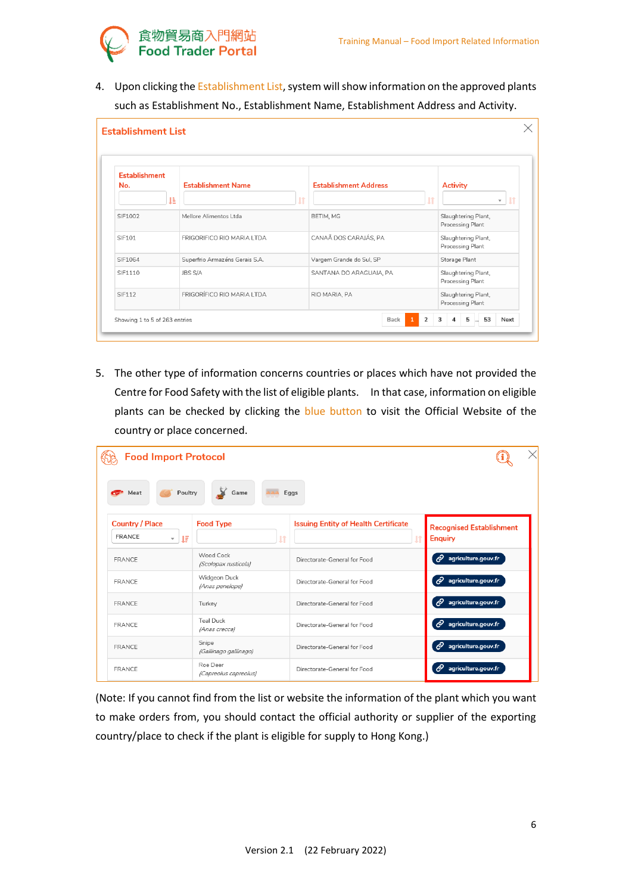4. Upon clicking the Establishment List, system will show information on the approved plants such as Establishment No., Establishment Name, Establishment Address and Activity.

**Establishment List**

| Establishment No. | Establishment Name | Establishment Address | Activity |
|---|---|---|---|
| SIF1002 | Mellore Alimentos Ltda | BETIM, MG | Slaughtering Plant, Processing Plant |
| SIF101 | FRIGORIFICO RIO MARIA LTDA | CANAÃ DOS CARAJÁS, PA | Slaughtering Plant, Processing Plant |
| SIF1064 | Superfrio Armazéns Gerais S.A. | Vargem Grande do Sul, SP | Storage Plant |
| SIF1110 | JBS S/A | SANTANA DO ARAGUAIA, PA | Slaughtering Plant, Processing Plant |
| SIF112 | FRIGORÍFICO RIO MARIA LTDA | RIO MARIA, PA | Slaughtering Plant, Processing Plant |

Showing 1 to 5 of 263 entries    Back 1 2 3 4 5 ... 53 Next

5. The other type of information concerns countries or places which have not provided the Centre for Food Safety with the list of eligible plants. In that case, information on eligible plants can be checked by clicking the blue button to visit the Official Website of the country or place concerned.

**Food Import Protocol**

Meat | Poultry | Game | Eggs

| Country / Place | Food Type | Issuing Entity of Health Certificate | Recognised Establishment Enquiry |
|---|---|---|---|
| FRANCE | Wood Cock (*Scolopax rusticola*) | Directorate-General for Food | agriculture.gouv.fr |
| FRANCE | Widgeon Duck (*Anas penelope*) | Directorate-General for Food | agriculture.gouv.fr |
| FRANCE | Turkey | Directorate-General for Food | agriculture.gouv.fr |
| FRANCE | Teal Duck (*Anas crecca*) | Directorate-General for Food | agriculture.gouv.fr |
| FRANCE | Snipe (*Gallinago gallinago*) | Directorate-General for Food | agriculture.gouv.fr |
| FRANCE | Roe Deer (*Capreolus capreolus*) | Directorate-General for Food | agriculture.gouv.fr |

(Note: If you cannot find from the list or website the information of the plant which you want to make orders from, you should contact the official authority or supplier of the exporting country/place to check if the plant is eligible for supply to Hong Kong.)